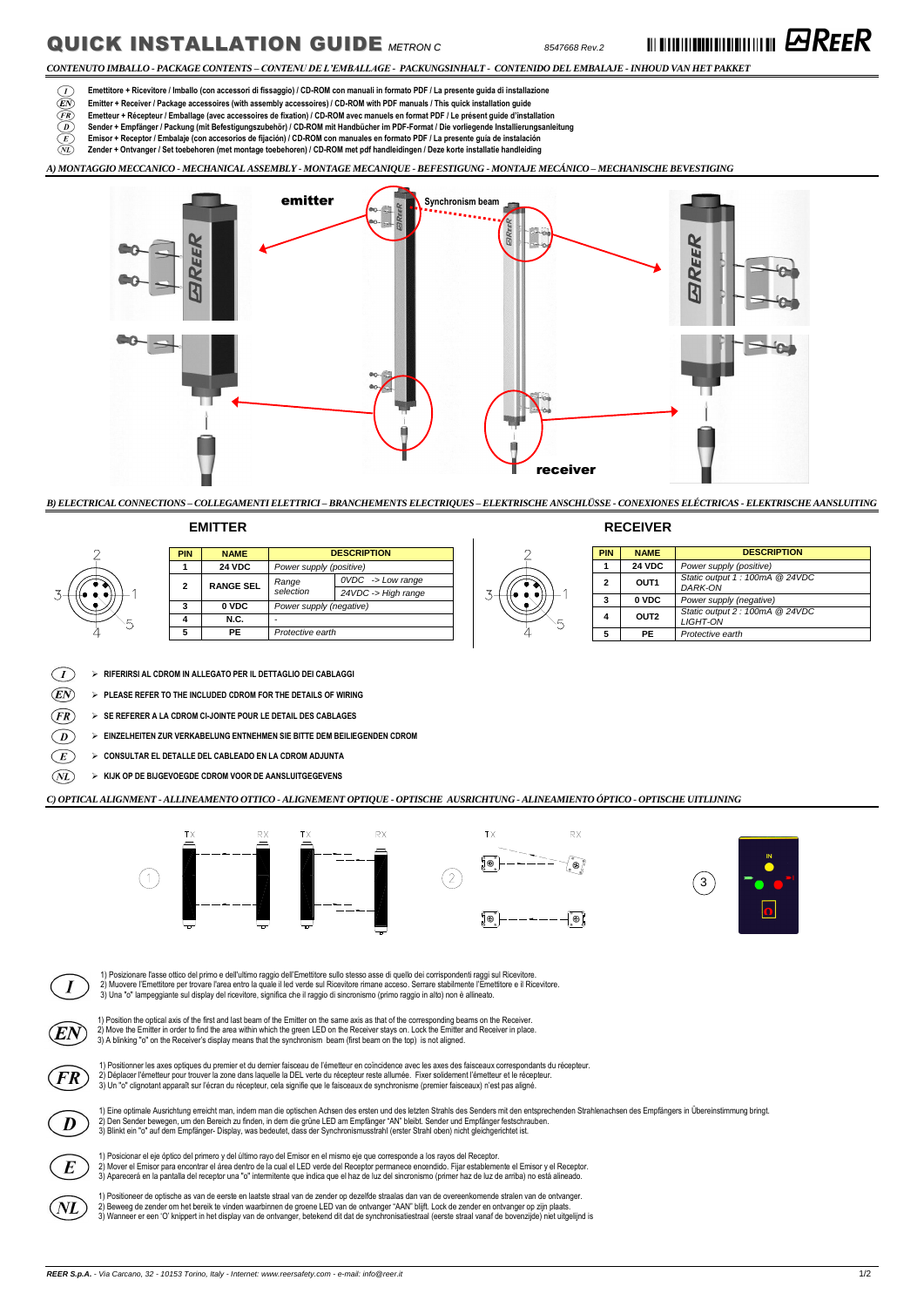# QUICK INSTALLATION GUIDE *METRON C*

*8547668 Rev.2*

*CONTENUTO IMBALLO - PACKAGE CONTENTS – CONTENU DE L'EMBALLAGE - PACKUNGSINHALT - CONTENIDO DEL EMBALAJE - INHOUD VAN HET PAKKET*

- (I) **Emettitore + Ricevitore / Imballo (con accessori di fissaggio) / CD-ROM con manuali in formato PDF / La presente guida di installazione**
- (EN) **Emitter + Receiver / Package accessoires (with assembly accessories) / CD-ROM with PDF manuals / This quick installation guide**
- (FR) **Emetteur + Récepteur / Emballage (avec accessoires de fixation) / CD-ROM avec manuels en format PDF / Le présent guide d'installation**
- (D) **Sender + Empfänger / Packung (mit Befestigungszubehör) / CD-ROM mit Handbücher im PDF-Format / Die vorliegende Installierungsanleitung**
- (E) **Emisor + Receptor / Embalaje (con accesorios de fijación) / CD-ROM con manuales en formato PDF / La presente guía de instalación**
- (NL) **Zender + Ontvanger / Set toebehoren (met montage toebehoren) / CD-ROM met pdf handleidingen / Deze korte installatie handleiding**

*A) MONTAGGIO MECCANICO - MECHANICAL ASSEMBLY - MONTAGE MECANIQUE - BEFESTIGUNG - MONTAJE MECÁNICO – MECHANISCHE BEVESTIGING*

emitter — Synchronism beam — receiver

*B) ELECTRICAL CONNECTIONS – COLLEGAMENTI ELETTRICI – BRANCHEMENTS ELECTRIQUES – ELEKTRISCHE ANSCHLÜSSE - CONEXIONES ELÉCTRICAS - ELEKTRISCHE AANSLUITING*

## EMITTER

| PIN | NAME | DESCRIPTION | |
|---|---|---|---|
| 1 | 24 VDC | *Power supply (positive)* | |
| 2 | RANGE SEL | *Range selection* | *0VDC -> Low range* |
| | | | *24VDC -> High range* |
| 3 | 0 VDC | *Power supply (negative)* | |
| 4 | N.C. | - | |
| 5 | PE | *Protective earth* | |

## RECEIVER

| PIN | NAME | DESCRIPTION |
|---|---|---|
| 1 | 24 VDC | *Power supply (positive)* |
| 2 | OUT1 | *Static output 1 : 100mA @ 24VDC DARK-ON* |
| 3 | 0 VDC | *Power supply (negative)* |
| 4 | OUT2 | *Static output 2 : 100mA @ 24VDC LIGHT-ON* |
| 5 | PE | *Protective earth* |

- (I) **RIFERIRSI AL CDROM IN ALLEGATO PER IL DETTAGLIO DEI CABLAGGI**
- (EN) **PLEASE REFER TO THE INCLUDED CDROM FOR THE DETAILS OF WIRING**
- (FR) **SE REFERER A LA CDROM CI-JOINTE POUR LE DETAIL DES CABLAGES**
- (D) **EINZELHEITEN ZUR VERKABELUNG ENTNEHMEN SIE BITTE DEM BEILIEGENDEN CDROM**
- (E) **CONSULTAR EL DETALLE DEL CABLEADO EN LA CDROM ADJUNTA**
- (NL) **KIJK OP DE BIJGEVOEGDE CDROM VOOR DE AANSLUITGEGEVENS**

*C) OPTICAL ALIGNMENT - ALLINEAMENTO OTTICO - ALIGNEMENT OPTIQUE - OPTISCHE AUSRICHTUNG - ALINEAMIENTO ÓPTICO - OPTISCHE UITLIJNING*

**(I)**
1) Posizionare l'asse ottico del primo e dell'ultimo raggio dell'Emettitore sullo stesso asse di quello dei corrispondenti raggi sul Ricevitore.
2) Muovere l'Emettitore per trovare l'area entro la quale il led verde sul Ricevitore rimane acceso. Serrare stabilmente l'Emettitore e il Ricevitore.
3) Una "o" lampeggiante sul display del ricevitore, significa che il raggio di sincronismo (primo raggio in alto) non è allineato.

**(EN)**
1) Position the optical axis of the first and last beam of the Emitter on the same axis as that of the corresponding beams on the Receiver.
2) Move the Emitter in order to find the area within which the green LED on the Receiver stays on. Lock the Emitter and Receiver in place.
3) A blinking "o" on the Receiver's display means that the synchronism beam (first beam on the top) is not aligned.

**(FR)**
1) Positionner les axes optiques du premier et du dernier faisceau de l'émetteur en coïncidence avec les axes des faisceaux correspondants du récepteur.
2) Déplacer l'émetteur pour trouver la zone dans laquelle la DEL verte du récepteur reste allumée. Fixer solidement l'émetteur et le récepteur.
3) Un "o" clignotant apparaît sur l'écran du récepteur, cela signifie que le faisceaux de synchronisme (premier faisceaux) n'est pas aligné.

**(D)**
1) Eine optimale Ausrichtung erreicht man, indem man die optischen Achsen des ersten und des letzten Strahls des Senders mit den entsprechenden Strahlenachsen des Empfängers in Übereinstimmung bringt.
2) Den Sender bewegen, um den Bereich zu finden, in dem die grüne LED am Empfänger "AN" bleibt. Sender und Empfänger festschrauben.
3) Blinkt ein "o" auf dem Empfänger- Display, was bedeutet, dass der Synchronismusstrahl (erster Strahl oben) nicht gleichgerichtet ist.

**(E)**
1) Posicionar el eje óptico del primero y del último rayo del Emisor en el mismo eje que corresponde a los rayos del Receptor.
2) Mover el Emisor para encontrar el área dentro de la cual el LED verde del Receptor permanece encendido. Fijar establemente el Emisor y el Receptor.
3) Aparecerá en la pantalla del receptor una "o" intermitente que indica que el haz de luz del sincronismo (primer haz de luz de arriba) no está alineado.

**(NL)**
1) Positioneer de optische as van de eerste en laatste straal van de zender op dezelfde straalas dan van de overeenkomende stralen van de ontvanger.
2) Beweeg de zender om het bereik te vinden waarbinnen de groene LED van de ontvanger "AAN" blijft. Lock de zender en ontvanger op zijn plaats.
3) Wanneer er een 'O' knippert in het display van de ontvanger, betekend dit dat de synchronisatiestraal (eerste straal vanaf de bovenzijde) niet uitgelijnd is

*REER S.p.A. - Via Carcano, 32 - 10153 Torino, Italy - Internet: www.reersafety.com - e-mail: info@reer.it*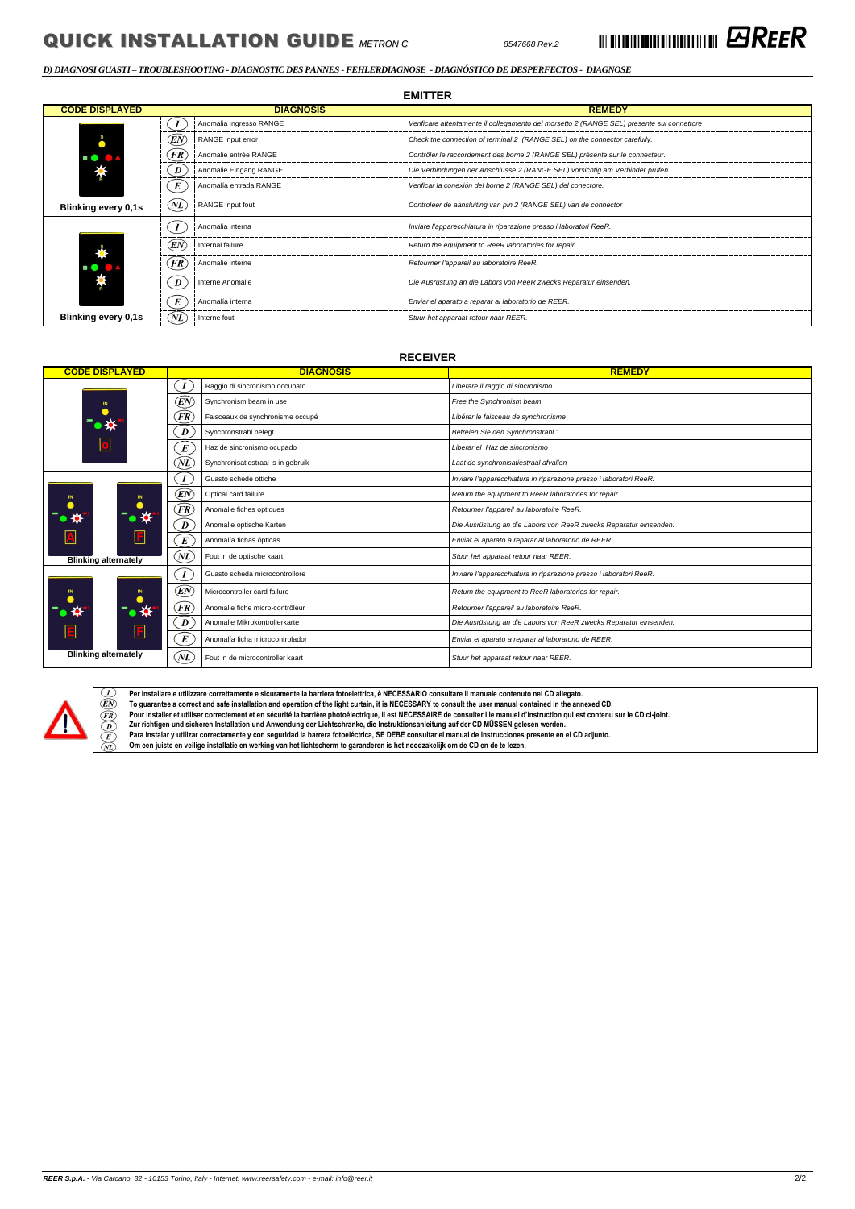# QUICK INSTALLATION GUIDE *METRON C*

*8547668 Rev.2*

REER

***D) DIAGNOSI GUASTI – TROUBLESHOOTING - DIAGNOSTIC DES PANNES - FEHLERDIAGNOSE - DIAGNÓSTICO DE DESPERFECTOS - DIAGNOSE***

## EMITTER

| CODE DISPLAYED | | DIAGNOSIS | REMEDY |
|---|---|---|---|
| Blinking every 0,1s | I | Anomalia ingresso RANGE | *Verificare attentamente il collegamento del morsetto 2 (RANGE SEL) presente sul connettore* |
| | EN | RANGE input error | *Check the connection of terminal 2 (RANGE SEL) on the connector carefully.* |
| | FR | Anomalie entrée RANGE | *Contrôler le raccordement des borne 2 (RANGE SEL) présente sur le connecteur.* |
| | D | Anomalie Eingang RANGE | *Die Verbindungen der Anschlüsse 2 (RANGE SEL) vorsichtig am Verbinder prüfen.* |
| | E | Anomalía entrada RANGE | *Verificar la conexión del borne 2 (RANGE SEL) del conectore.* |
| | NL | RANGE input fout | *Controleer de aansluiting van pin 2 (RANGE SEL) van de connector* |
| Blinking every 0,1s | I | Anomalia interna | *Inviare l'apparecchiatura in riparazione presso i laboratori ReeR.* |
| | EN | Internal failure | *Return the equipment to ReeR laboratories for repair.* |
| | FR | Anomalie interne | *Retourner l'appareil au laboratoire ReeR.* |
| | D | Interne Anomalie | *Die Ausrüstung an die Labors von ReeR zwecks Reparatur einsenden.* |
| | E | Anomalía interna | *Enviar el aparato a reparar al laboratorio de REER.* |
| | NL | Interne fout | *Stuur het apparaat retour naar REER.* |

## RECEIVER

| CODE DISPLAYED | | DIAGNOSIS | REMEDY |
|---|---|---|---|
| o | I | Raggio di sincronismo occupato | *Liberare il raggio di sincronismo* |
| | EN | Synchronism beam in use | *Free the Synchronism beam* |
| | FR | Faisceaux de synchronisme occupé | *Libérer le faisceau de synchronisme* |
| | D | Synchronstrahl belegt | *Befreien Sie den Synchronstrahl '* |
| | E | Haz de sincronismo ocupado | *Liberar el Haz de sincronismo* |
| | NL | Synchronisatiestraal is in gebruik | *Laat de synchronisatiestraal afvallen* |
| A / F — Blinking alternately | I | Guasto schede ottiche | *Inviare l'apparecchiatura in riparazione presso i laboratori ReeR.* |
| | EN | Optical card failure | *Return the equipment to ReeR laboratories for repair.* |
| | FR | Anomalie fiches optiques | *Retourner l'appareil au laboratoire ReeR.* |
| | D | Anomalie optische Karten | *Die Ausrüstung an die Labors von ReeR zwecks Reparatur einsenden.* |
| | E | Anomalía fichas ópticas | *Enviar el aparato a reparar al laboratorio de REER.* |
| | NL | Fout in de optische kaart | *Stuur het apparaat retour naar REER.* |
| E / F — Blinking alternately | I | Guasto scheda microcontrollore | *Inviare l'apparecchiatura in riparazione presso i laboratori ReeR.* |
| | EN | Microcontroller card failure | *Return the equipment to ReeR laboratories for repair.* |
| | FR | Anomalie fiche micro-contrôleur | *Retourner l'appareil au laboratoire ReeR.* |
| | D | Anomalie Mikrokontrollerkarte | *Die Ausrüstung an die Labors von ReeR zwecks Reparatur einsenden.* |
| | E | Anomalía ficha microcontrolador | *Enviar el aparato a reparar al laboratorio de REER.* |
| | NL | Fout in de microcontroller kaart | *Stuur het apparaat retour naar REER.* |

**(I) Per installare e utilizzare correttamente e sicuramente la barriera fotoelettrica, è NECESSARIO consultare il manuale contenuto nel CD allegato.**
**(EN) To guarantee a correct and safe installation and operation of the light curtain, it is NECESSARY to consult the user manual contained in the annexed CD.**
**(FR) Pour installer et utiliser correctement et en sécurité la barrière photoélectrique, il est NECESSAIRE de consulter l le manuel d'instruction qui est contenu sur le CD ci-joint.**
**(D) Zur richtigen und sicheren Installation und Anwendung der Lichtschranke, die Instruktionsanleitung auf der CD MÜSSEN gelesen werden.**
**(E) Para instalar y utilizar correctamente y con seguridad la barrera fotoeléctrica, SE DEBE consultar el manual de instrucciones presente en el CD adjunto.**
**(NL) Om een juiste en veilige installatie en werking van het lichtscherm te garanderen is het noodzakelijk om de CD en de te lezen.**

***REER S.p.A.** - Via Carcano, 32 - 10153 Torino, Italy - Internet: www.reersafety.com - e-mail: info@reer.it*